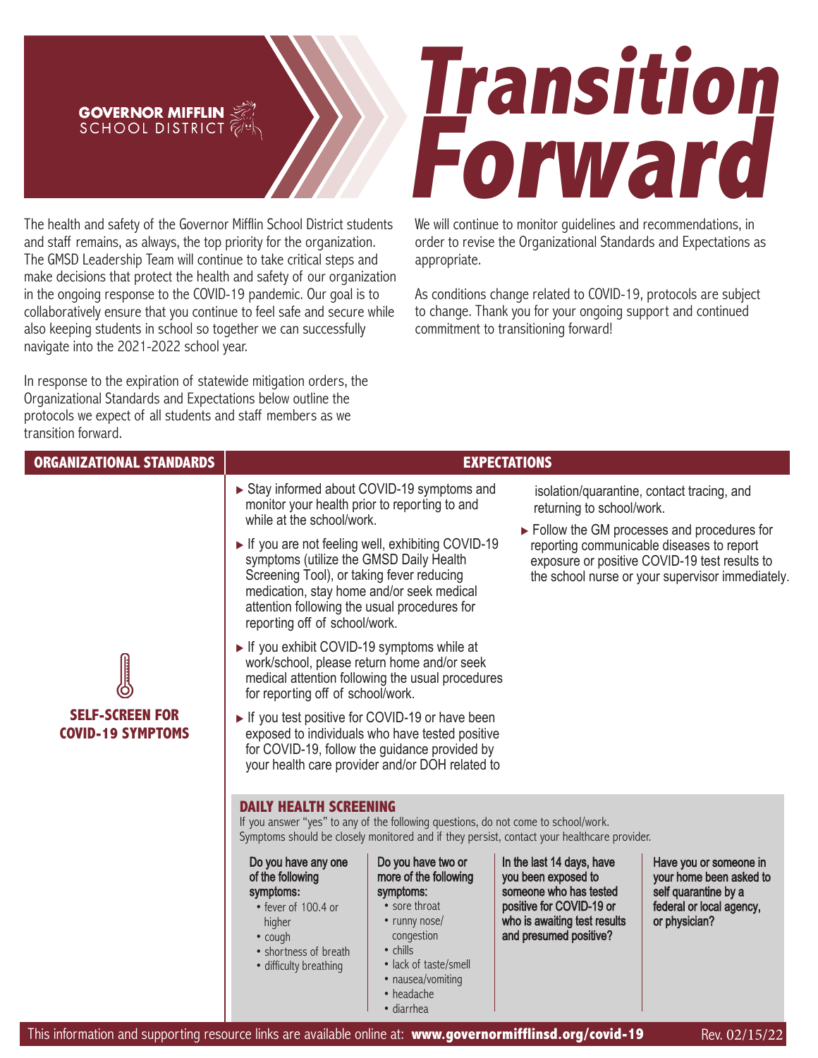GOVERNOR MIFFLIN SCHOOL DISTRICT

# Transition Forward

The health and safety of the Governor Mifflin School District students and staff remains, as always, the top priority for the organization. The GMSD Leadership Team will continue to take critical steps and make decisions that protect the health and safety of our organization in the ongoing response to the COVID-19 pandemic. Our goal is to collaboratively ensure that you continue to feel safe and secure while also keeping students in school so together we can successfully navigate into the 2021-2022 school year.

In response to the expiration of statewide mitigation orders, the Organizational Standards and Expectations below outline the protocols we expect of all students and staff members as we transition forward.

We will continue to monitor guidelines and recommendations, in order to revise the Organizational Standards and Expectations as appropriate.

As conditions change related to COVID-19, protocols are subject to change. Thank you for your ongoing support and continued commitment to transitioning forward!

| ORGANIZATIONAL STANDARDS | EXPECTATIONS |
|---|---|
| **SELF-SCREEN FOR COVID-19 SYMPTOMS** | ▶ Stay informed about COVID-19 symptoms and monitor your health prior to reporting to and while at the school/work.<br>▶ If you are not feeling well, exhibiting COVID-19 symptoms (utilize the GMSD Daily Health Screening Tool), or taking fever reducing medication, stay home and/or seek medical attention following the usual procedures for reporting off of school/work.<br>▶ If you exhibit COVID-19 symptoms while at work/school, please return home and/or seek medical attention following the usual procedures for reporting off of school/work.<br>▶ If you test positive for COVID-19 or have been exposed to individuals who have tested positive for COVID-19, follow the guidance provided by your health care provider and/or DOH related to isolation/quarantine, contact tracing, and returning to school/work.<br>▶ Follow the GM processes and procedures for reporting communicable diseases to report exposure or positive COVID-19 test results to the school nurse or your supervisor immediately. |

### DAILY HEALTH SCREENING

If you answer "yes" to any of the following questions, do not come to school/work.
Symptoms should be closely monitored and if they persist, contact your healthcare provider.

**Do you have any one of the following symptoms:**
- fever of 100.4 or higher
- cough
- shortness of breath
- difficulty breathing

**Do you have two or more of the following symptoms:**
- sore throat
- runny nose/ congestion
- chills
- lack of taste/smell
- nausea/vomiting
- headache
- diarrhea

**In the last 14 days, have you been exposed to someone who has tested positive for COVID-19 or who is awaiting test results and presumed positive?**

**Have you or someone in your home been asked to self quarantine by a federal or local agency, or physician?**

This information and supporting resource links are available online at: **www.governormifflinsd.org/covid-19** Rev. 02/15/22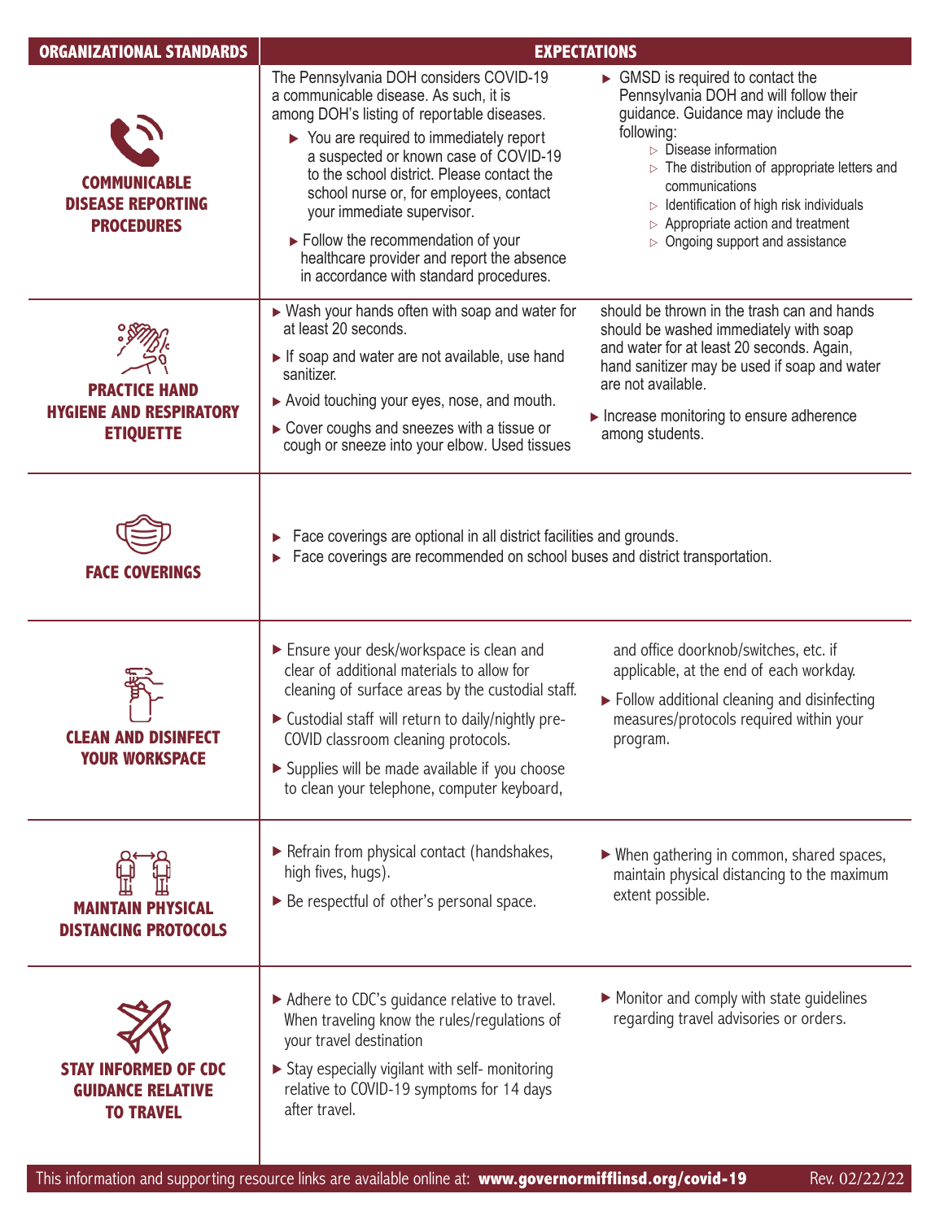| ORGANIZATIONAL STANDARDS | EXPECTATIONS |
|---|---|
| **COMMUNICABLE DISEASE REPORTING PROCEDURES** | The Pennsylvania DOH considers COVID-19 a communicable disease. As such, it is among DOH's listing of reportable diseases.<br>► You are required to immediately report a suspected or known case of COVID-19 to the school district. Please contact the school nurse or, for employees, contact your immediate supervisor.<br>► Follow the recommendation of your healthcare provider and report the absence in accordance with standard procedures.<br>► GMSD is required to contact the Pennsylvania DOH and will follow their guidance. Guidance may include the following:<br>▷ Disease information<br>▷ The distribution of appropriate letters and communications<br>▷ Identification of high risk individuals<br>▷ Appropriate action and treatment<br>▷ Ongoing support and assistance |
| **PRACTICE HAND HYGIENE AND RESPIRATORY ETIQUETTE** | ► Wash your hands often with soap and water for at least 20 seconds.<br>► If soap and water are not available, use hand sanitizer.<br>► Avoid touching your eyes, nose, and mouth.<br>► Cover coughs and sneezes with a tissue or cough or sneeze into your elbow. Used tissues should be thrown in the trash can and hands should be washed immediately with soap and water for at least 20 seconds. Again, hand sanitizer may be used if soap and water are not available.<br>► Increase monitoring to ensure adherence among students. |
| **FACE COVERINGS** | ► Face coverings are optional in all district facilities and grounds.<br>► Face coverings are recommended on school buses and district transportation. |
| **CLEAN AND DISINFECT YOUR WORKSPACE** | ► Ensure your desk/workspace is clean and clear of additional materials to allow for cleaning of surface areas by the custodial staff.<br>► Custodial staff will return to daily/nightly pre-COVID classroom cleaning protocols.<br>► Supplies will be made available if you choose to clean your telephone, computer keyboard, and office doorknob/switches, etc. if applicable, at the end of each workday.<br>► Follow additional cleaning and disinfecting measures/protocols required within your program. |
| **MAINTAIN PHYSICAL DISTANCING PROTOCOLS** | ► Refrain from physical contact (handshakes, high fives, hugs).<br>► Be respectful of other's personal space.<br>► When gathering in common, shared spaces, maintain physical distancing to the maximum extent possible. |
| **STAY INFORMED OF CDC GUIDANCE RELATIVE TO TRAVEL** | ► Adhere to CDC's guidance relative to travel. When traveling know the rules/regulations of your travel destination<br>► Stay especially vigilant with self- monitoring relative to COVID-19 symptoms for 14 days after travel.<br>► Monitor and comply with state guidelines regarding travel advisories or orders. |

This information and supporting resource links are available online at: **www.governormifflinsd.org/covid-19** Rev. 02/22/22